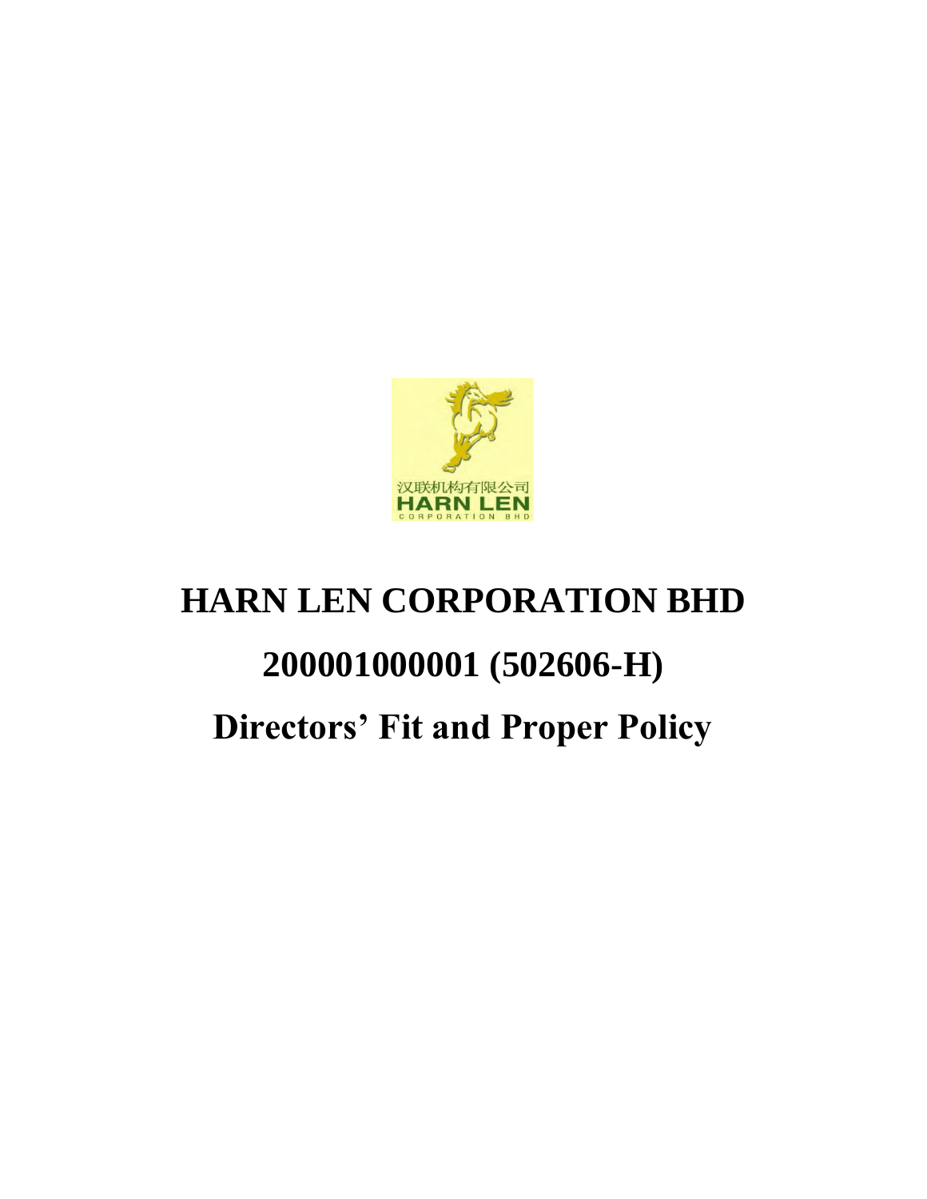# HARN LEN CORPORATION BHD

# 200001000001 (502606-H)

# Directors' Fit and Proper Policy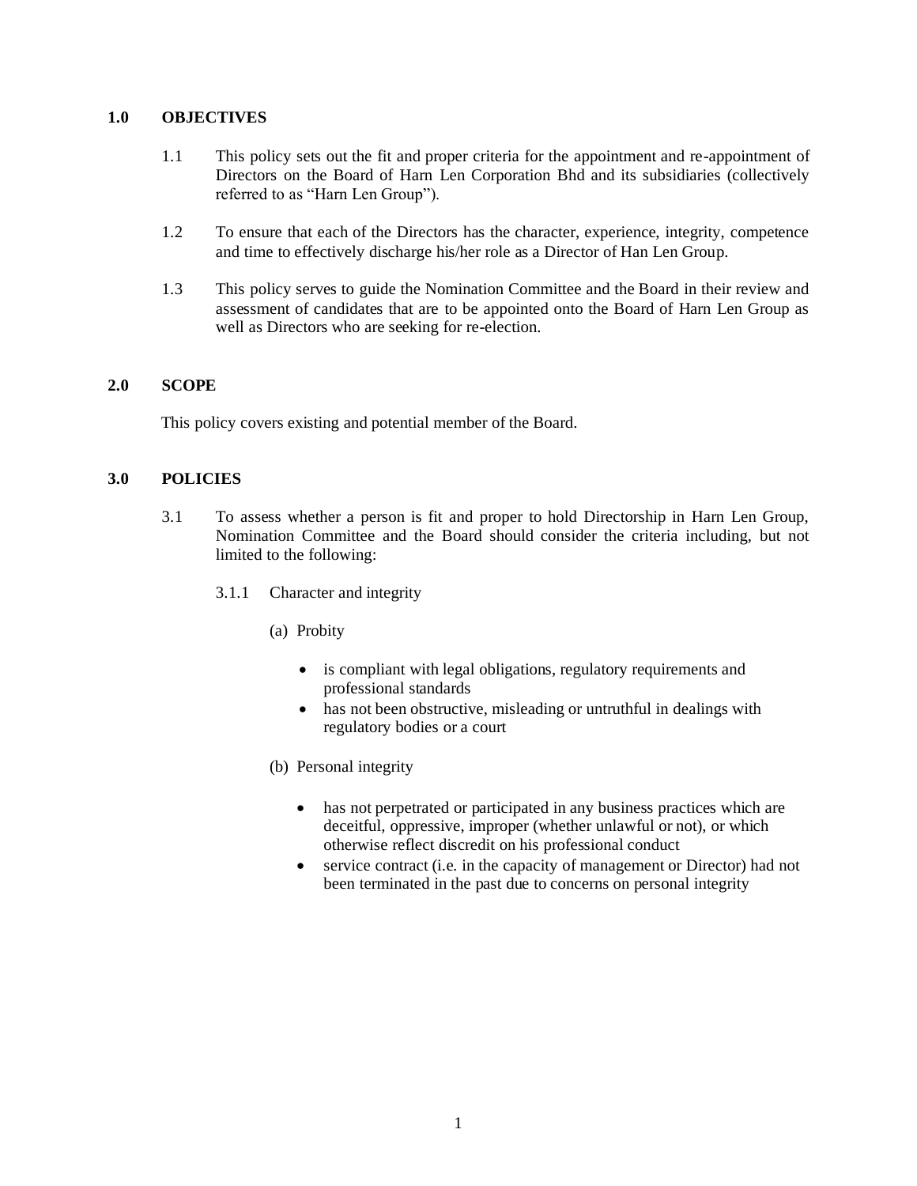## 1.0 OBJECTIVES

1.1 This policy sets out the fit and proper criteria for the appointment and re-appointment of Directors on the Board of Harn Len Corporation Bhd and its subsidiaries (collectively referred to as "Harn Len Group").

1.2 To ensure that each of the Directors has the character, experience, integrity, competence and time to effectively discharge his/her role as a Director of Han Len Group.

1.3 This policy serves to guide the Nomination Committee and the Board in their review and assessment of candidates that are to be appointed onto the Board of Harn Len Group as well as Directors who are seeking for re-election.

## 2.0 SCOPE

This policy covers existing and potential member of the Board.

## 3.0 POLICIES

3.1 To assess whether a person is fit and proper to hold Directorship in Harn Len Group, Nomination Committee and the Board should consider the criteria including, but not limited to the following:

3.1.1 Character and integrity

(a) Probity

- is compliant with legal obligations, regulatory requirements and professional standards
- has not been obstructive, misleading or untruthful in dealings with regulatory bodies or a court

(b) Personal integrity

- has not perpetrated or participated in any business practices which are deceitful, oppressive, improper (whether unlawful or not), or which otherwise reflect discredit on his professional conduct
- service contract (i.e. in the capacity of management or Director) had not been terminated in the past due to concerns on personal integrity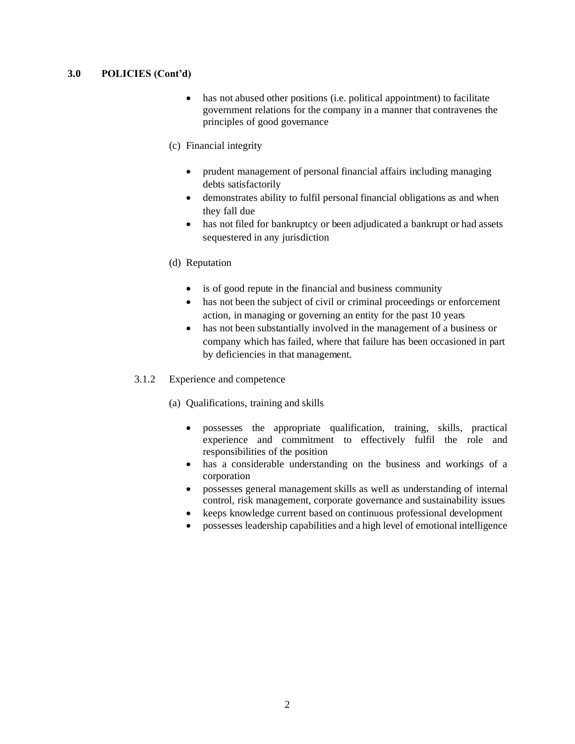## 3.0 POLICIES (Cont'd)

- has not abused other positions (i.e. political appointment) to facilitate government relations for the company in a manner that contravenes the principles of good governance

(c) Financial integrity

- prudent management of personal financial affairs including managing debts satisfactorily
- demonstrates ability to fulfil personal financial obligations as and when they fall due
- has not filed for bankruptcy or been adjudicated a bankrupt or had assets sequestered in any jurisdiction

(d) Reputation

- is of good repute in the financial and business community
- has not been the subject of civil or criminal proceedings or enforcement action, in managing or governing an entity for the past 10 years
- has not been substantially involved in the management of a business or company which has failed, where that failure has been occasioned in part by deficiencies in that management.

3.1.2 Experience and competence

(a) Qualifications, training and skills

- possesses the appropriate qualification, training, skills, practical experience and commitment to effectively fulfil the role and responsibilities of the position
- has a considerable understanding on the business and workings of a corporation
- possesses general management skills as well as understanding of internal control, risk management, corporate governance and sustainability issues
- keeps knowledge current based on continuous professional development
- possesses leadership capabilities and a high level of emotional intelligence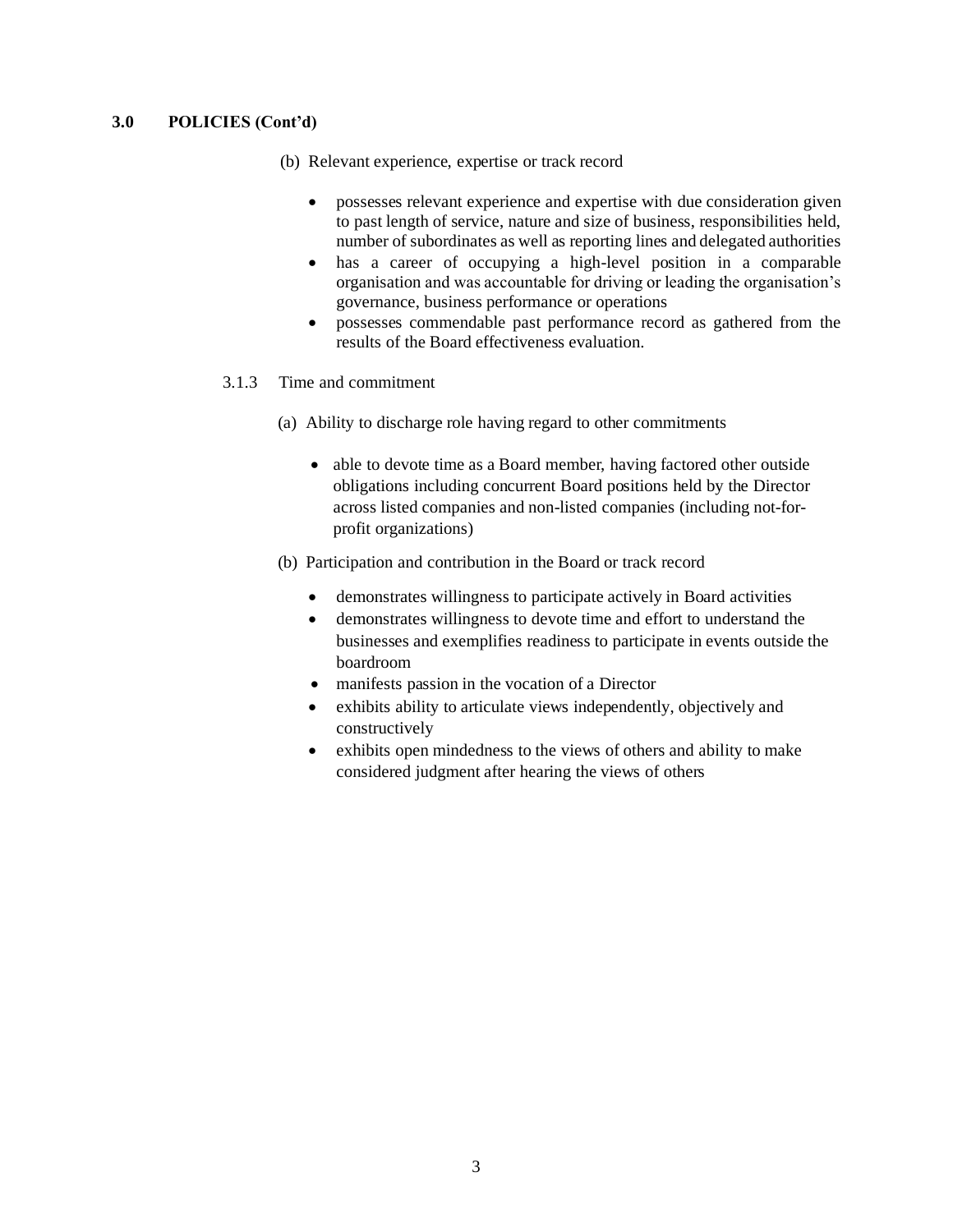## 3.0 POLICIES (Cont'd)

(b) Relevant experience, expertise or track record

- possesses relevant experience and expertise with due consideration given to past length of service, nature and size of business, responsibilities held, number of subordinates as well as reporting lines and delegated authorities
- has a career of occupying a high-level position in a comparable organisation and was accountable for driving or leading the organisation's governance, business performance or operations
- possesses commendable past performance record as gathered from the results of the Board effectiveness evaluation.

3.1.3 Time and commitment

(a) Ability to discharge role having regard to other commitments

- able to devote time as a Board member, having factored other outside obligations including concurrent Board positions held by the Director across listed companies and non-listed companies (including not-for-profit organizations)

(b) Participation and contribution in the Board or track record

- demonstrates willingness to participate actively in Board activities
- demonstrates willingness to devote time and effort to understand the businesses and exemplifies readiness to participate in events outside the boardroom
- manifests passion in the vocation of a Director
- exhibits ability to articulate views independently, objectively and constructively
- exhibits open mindedness to the views of others and ability to make considered judgment after hearing the views of others